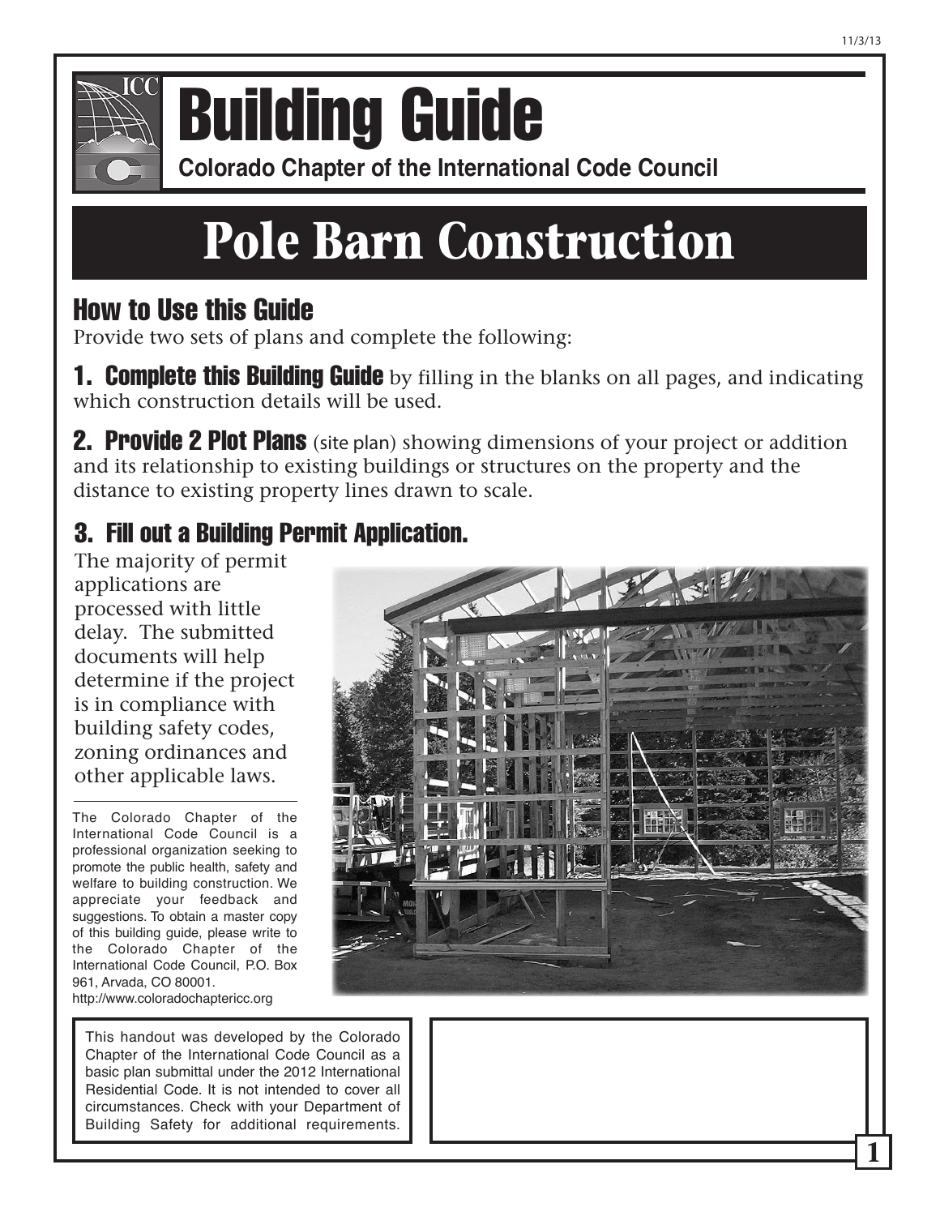# Building Guide

**Colorado Chapter of the International Code Council**

# Pole Barn Construction

## How to Use this Guide

Provide two sets of plans and complete the following:

**1. Complete this Building Guide** by filling in the blanks on all pages, and indicating which construction details will be used.

**2. Provide 2 Plot Plans** (site plan) showing dimensions of your project or addition and its relationship to existing buildings or structures on the property and the distance to existing property lines drawn to scale.

## 3. Fill out a Building Permit Application.

The majority of permit applications are processed with little delay. The submitted documents will help determine if the project is in compliance with building safety codes, zoning ordinances and other applicable laws.

The Colorado Chapter of the International Code Council is a professional organization seeking to promote the public health, safety and welfare to building construction. We appreciate your feedback and suggestions. To obtain a master copy of this building guide, please write to the Colorado Chapter of the International Code Council, P.O. Box 961, Arvada, CO 80001.
http://www.coloradochaptericc.org

This handout was developed by the Colorado Chapter of the International Code Council as a basic plan submittal under the 2012 International Residential Code. It is not intended to cover all circumstances. Check with your Department of Building Safety for additional requirements.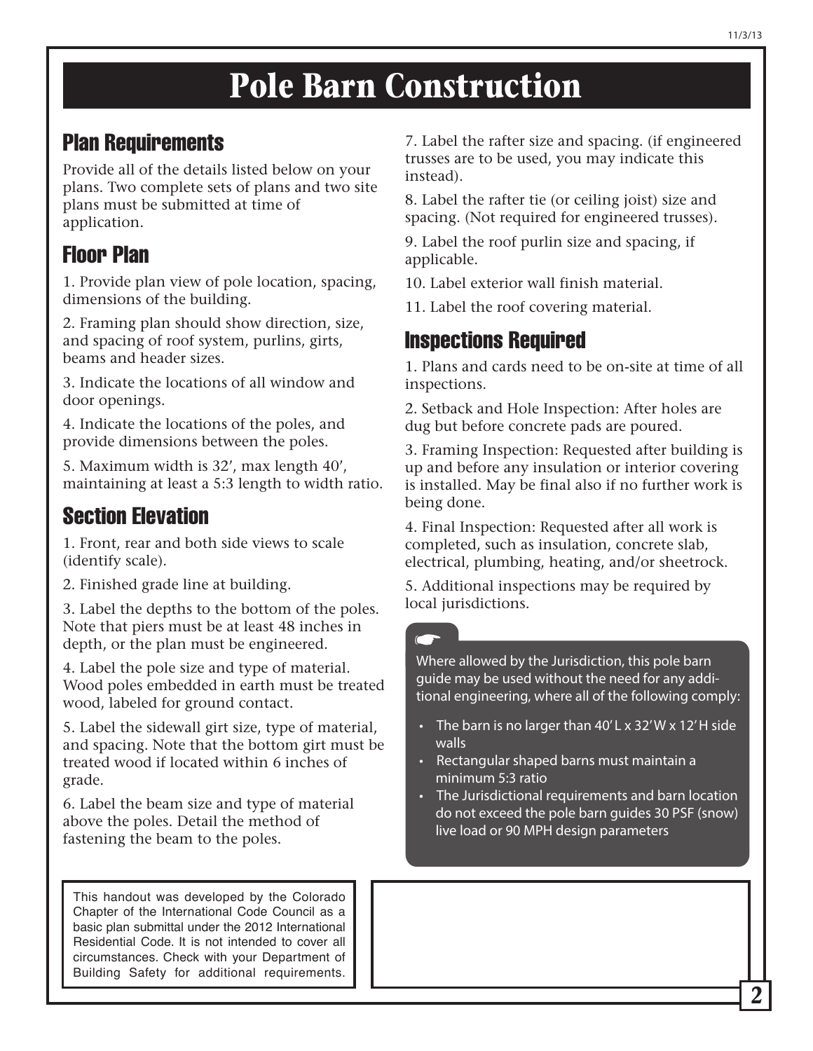# Pole Barn Construction

## Plan Requirements

Provide all of the details listed below on your plans. Two complete sets of plans and two site plans must be submitted at time of application.

## Floor Plan

1. Provide plan view of pole location, spacing, dimensions of the building.

2. Framing plan should show direction, size, and spacing of roof system, purlins, girts, beams and header sizes.

3. Indicate the locations of all window and door openings.

4. Indicate the locations of the poles, and provide dimensions between the poles.

5. Maximum width is 32', max length 40', maintaining at least a 5:3 length to width ratio.

## Section Elevation

1. Front, rear and both side views to scale (identify scale).

2. Finished grade line at building.

3. Label the depths to the bottom of the poles. Note that piers must be at least 48 inches in depth, or the plan must be engineered.

4. Label the pole size and type of material. Wood poles embedded in earth must be treated wood, labeled for ground contact.

5. Label the sidewall girt size, type of material, and spacing. Note that the bottom girt must be treated wood if located within 6 inches of grade.

6. Label the beam size and type of material above the poles. Detail the method of fastening the beam to the poles.

7. Label the rafter size and spacing. (if engineered trusses are to be used, you may indicate this instead).

8. Label the rafter tie (or ceiling joist) size and spacing. (Not required for engineered trusses).

9. Label the roof purlin size and spacing, if applicable.

10. Label exterior wall finish material.

11. Label the roof covering material.

## Inspections Required

1. Plans and cards need to be on-site at time of all inspections.

2. Setback and Hole Inspection: After holes are dug but before concrete pads are poured.

3. Framing Inspection: Requested after building is up and before any insulation or interior covering is installed. May be final also if no further work is being done.

4. Final Inspection: Requested after all work is completed, such as insulation, concrete slab, electrical, plumbing, heating, and/or sheetrock.

5. Additional inspections may be required by local jurisdictions.

☛

Where allowed by the Jurisdiction, this pole barn guide may be used without the need for any additional engineering, where all of the following comply:

- The barn is no larger than 40' L x 32' W x 12' H side walls
- Rectangular shaped barns must maintain a minimum 5:3 ratio
- The Jurisdictional requirements and barn location do not exceed the pole barn guides 30 PSF (snow) live load or 90 MPH design parameters

This handout was developed by the Colorado Chapter of the International Code Council as a basic plan submittal under the 2012 International Residential Code. It is not intended to cover all circumstances. Check with your Department of Building Safety for additional requirements.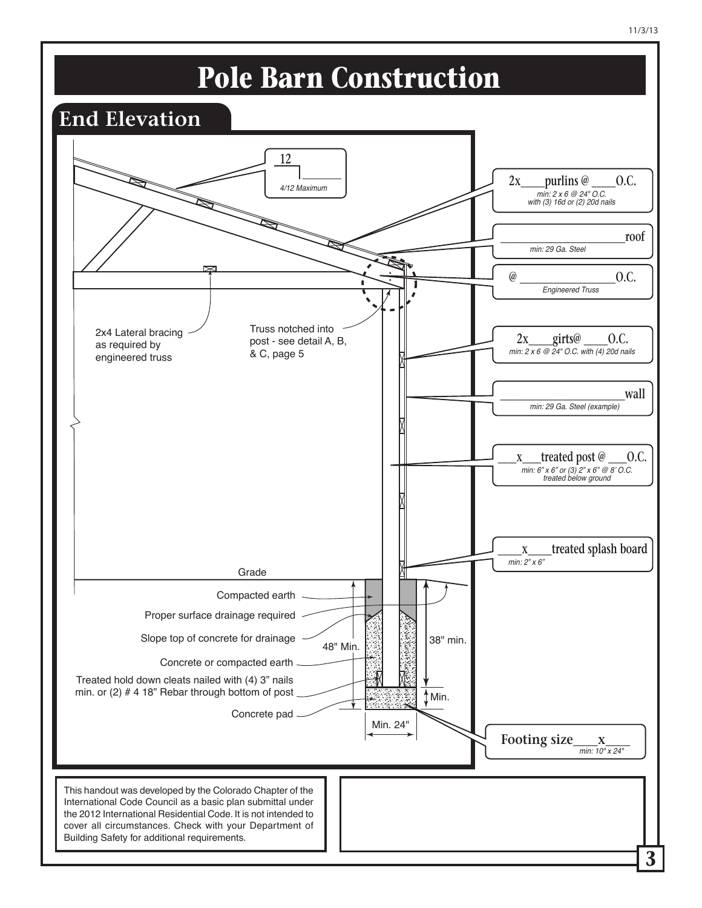# Pole Barn Construction

## End Elevation

12
____
*4/12 Maximum*

2x____purlins @ ____O.C.
*min: 2 x 6 @ 24" O.C. with (3) 16d or (2) 20d nails*

____________________roof
*min: 29 Ga. Steel*

@ ________________O.C.
*Engineered Truss*

2x4 Lateral bracing as required by engineered truss

Truss notched into post - see detail A, B, & C, page 5

2x____girts@ ____O.C.
*min: 2 x 6 @ 24" O.C. with (4) 20d nails*

____________________wall
*min: 29 Ga. Steel (example)*

___x___treated post @ ___O.C.
*min: 6" x 6" or (3) 2" x 6" @ 8' O.C. treated below ground*

____x____treated splash board
*min: 2" x 6"*

Grade

Compacted earth

Proper surface drainage required

Slope top of concrete for drainage

48" Min.

38" min.

Concrete or compacted earth

Treated hold down cleats nailed with (4) 3" nails min. or (2) # 4 18" Rebar through bottom of post

Min.

Concrete pad

Min. 24"

Footing size____x____
*min: 10" x 24"*

This handout was developed by the Colorado Chapter of the International Code Council as a basic plan submittal under the 2012 International Residential Code. It is not intended to cover all circumstances. Check with your Department of Building Safety for additional requirements.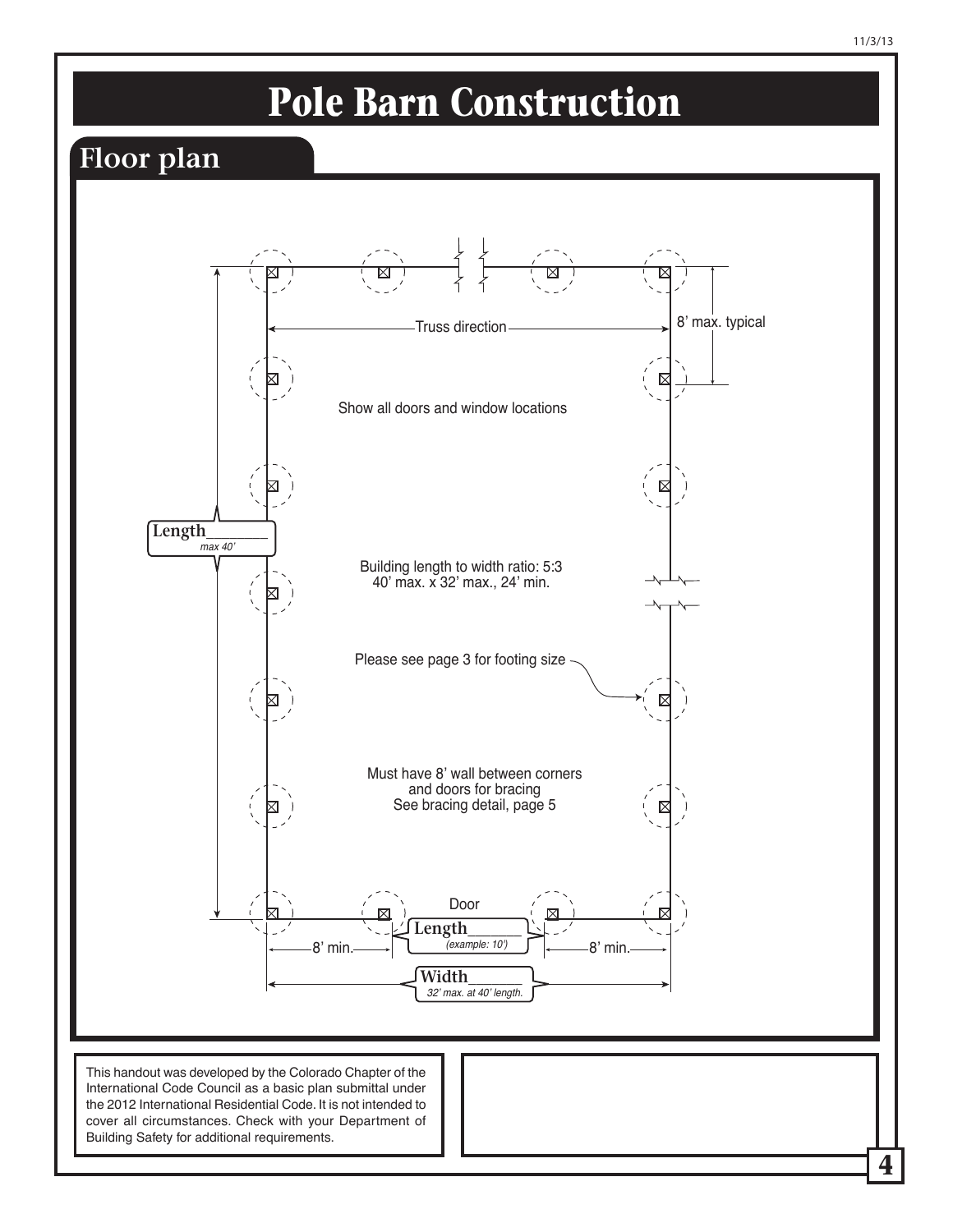# Pole Barn Construction

## Floor plan

8' max. typical

Truss direction

Show all doors and window locations

Length_______
*max 40'*

Building length to width ratio: 5:3
40' max. x 32' max., 24' min.

Please see page 3 for footing size

Must have 8' wall between corners
and doors for bracing
See bracing detail, page 5

Door

8' min.

Length_______
*(example: 10')*

8' min.

Width_______
*32' max. at 40' length.*

This handout was developed by the Colorado Chapter of the International Code Council as a basic plan submittal under the 2012 International Residential Code. It is not intended to cover all circumstances. Check with your Department of Building Safety for additional requirements.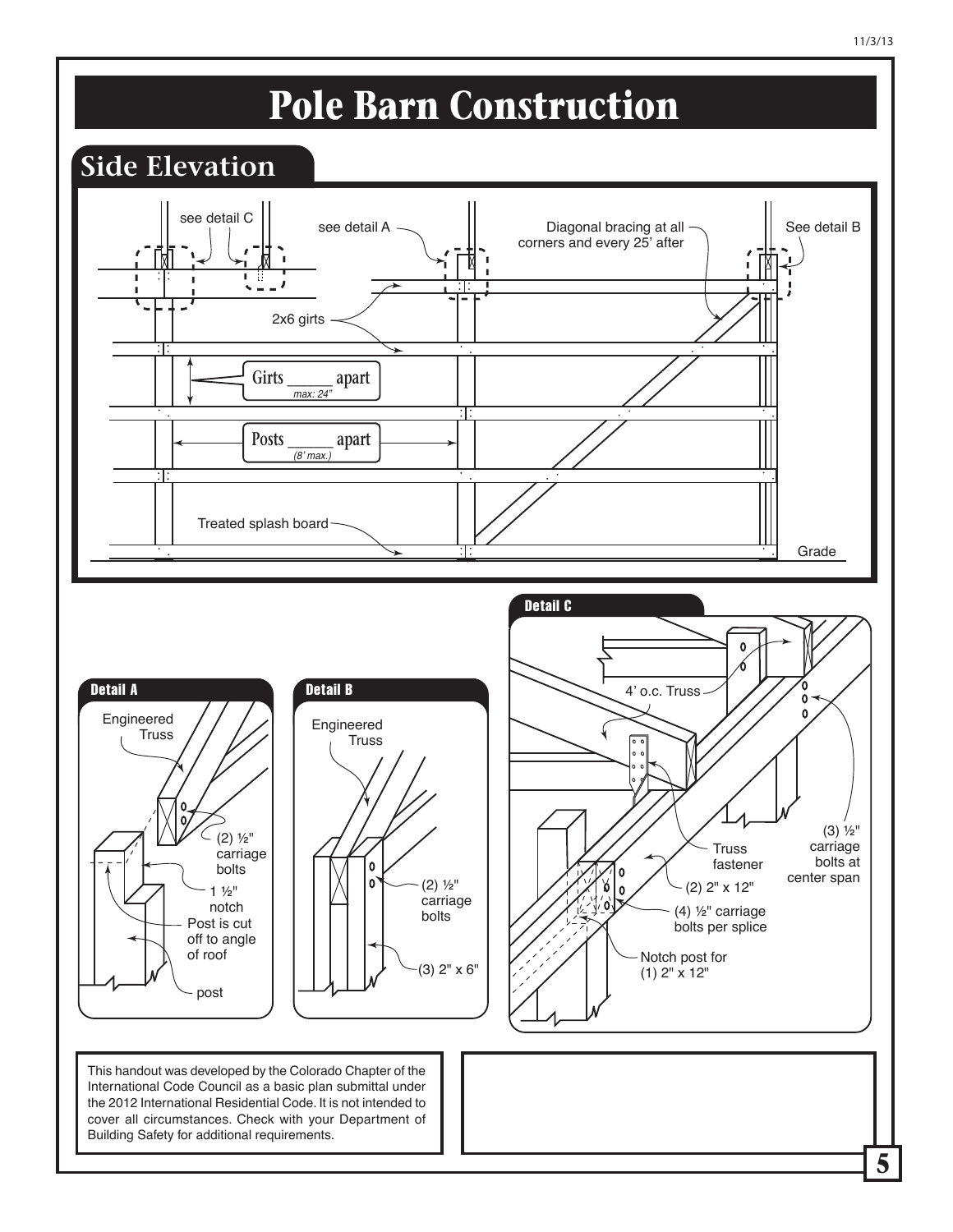# Pole Barn Construction

## Side Elevation

see detail C

see detail A

Diagonal bracing at all corners and every 25' after

See detail B

2x6 girts

Girts ______ apart
max: 24"

Posts ______ apart
(8' max.)

Treated splash board

Grade

### Detail A

Engineered Truss

(2) ½" carriage bolts

1 ½" notch

Post is cut off to angle of roof

post

### Detail B

Engineered Truss

(2) ½" carriage bolts

(3) 2" x 6"

### Detail C

4' o.c. Truss

Truss fastener

(2) 2" x 12"

(3) ½" carriage bolts at center span

(4) ½" carriage bolts per splice

Notch post for (1) 2" x 12"

This handout was developed by the Colorado Chapter of the International Code Council as a basic plan submittal under the 2012 International Residential Code. It is not intended to cover all circumstances. Check with your Department of Building Safety for additional requirements.